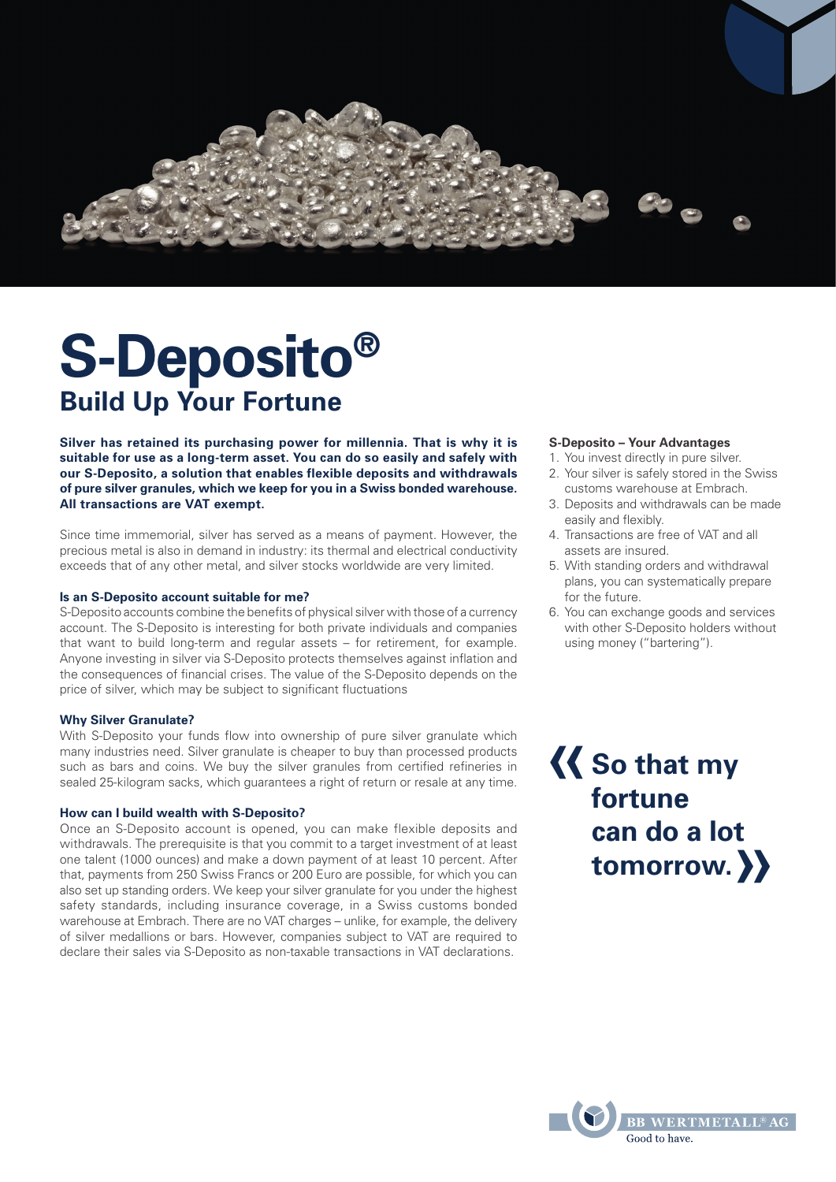# S-Deposito®

## Build Up Your Fortune

**Silver has retained its purchasing power for millennia. That is why it is suitable for use as a long-term asset. You can do so easily and safely with our S-Deposito, a solution that enables flexible deposits and withdrawals of pure silver granules, which we keep for you in a Swiss bonded warehouse. All transactions are VAT exempt.**

Since time immemorial, silver has served as a means of payment. However, the precious metal is also in demand in industry: its thermal and electrical conductivity exceeds that of any other metal, and silver stocks worldwide are very limited.

**Is an S-Deposito account suitable for me?**

S-Deposito accounts combine the benefits of physical silver with those of a currency account. The S-Deposito is interesting for both private individuals and companies that want to build long-term and regular assets – for retirement, for example. Anyone investing in silver via S-Deposito protects themselves against inflation and the consequences of financial crises. The value of the S-Deposito depends on the price of silver, which may be subject to significant fluctuations

**Why Silver Granulate?**

With S-Deposito your funds flow into ownership of pure silver granulate which many industries need. Silver granulate is cheaper to buy than processed products such as bars and coins. We buy the silver granules from certified refineries in sealed 25-kilogram sacks, which guarantees a right of return or resale at any time.

**How can I build wealth with S-Deposito?**

Once an S-Deposito account is opened, you can make flexible deposits and withdrawals. The prerequisite is that you commit to a target investment of at least one talent (1000 ounces) and make a down payment of at least 10 percent. After that, payments from 250 Swiss Francs or 200 Euro are possible, for which you can also set up standing orders. We keep your silver granulate for you under the highest safety standards, including insurance coverage, in a Swiss customs bonded warehouse at Embrach. There are no VAT charges – unlike, for example, the delivery of silver medallions or bars. However, companies subject to VAT are required to declare their sales via S-Deposito as non-taxable transactions in VAT declarations.

**S-Deposito – Your Advantages**

1. You invest directly in pure silver.
2. Your silver is safely stored in the Swiss customs warehouse at Embrach.
3. Deposits and withdrawals can be made easily and flexibly.
4. Transactions are free of VAT and all assets are insured.
5. With standing orders and withdrawal plans, you can systematically prepare for the future.
6. You can exchange goods and services with other S-Deposito holders without using money ("bartering").

**« So that my fortune can do a lot tomorrow. »**

BB WERTMETALL® AG
Good to have.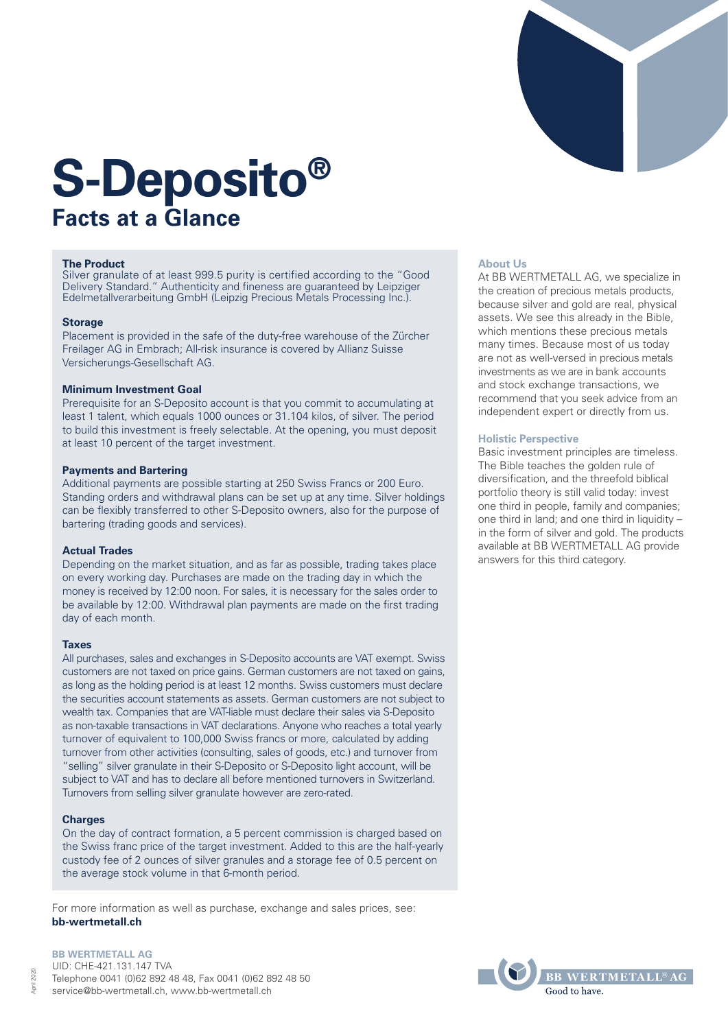# S-Deposito®

## Facts at a Glance

### The Product

Silver granulate of at least 999.5 purity is certified according to the "Good Delivery Standard." Authenticity and fineness are guaranteed by Leipziger Edelmetallverarbeitung GmbH (Leipzig Precious Metals Processing Inc.).

### Storage

Placement is provided in the safe of the duty-free warehouse of the Zürcher Freilager AG in Embrach; All-risk insurance is covered by Allianz Suisse Versicherungs-Gesellschaft AG.

### Minimum Investment Goal

Prerequisite for an S-Deposito account is that you commit to accumulating at least 1 talent, which equals 1000 ounces or 31.104 kilos, of silver. The period to build this investment is freely selectable. At the opening, you must deposit at least 10 percent of the target investment.

### Payments and Bartering

Additional payments are possible starting at 250 Swiss Francs or 200 Euro. Standing orders and withdrawal plans can be set up at any time. Silver holdings can be flexibly transferred to other S-Deposito owners, also for the purpose of bartering (trading goods and services).

### Actual Trades

Depending on the market situation, and as far as possible, trading takes place on every working day. Purchases are made on the trading day in which the money is received by 12:00 noon. For sales, it is necessary for the sales order to be available by 12:00. Withdrawal plan payments are made on the first trading day of each month.

### Taxes

All purchases, sales and exchanges in S-Deposito accounts are VAT exempt. Swiss customers are not taxed on price gains. German customers are not taxed on gains, as long as the holding period is at least 12 months. Swiss customers must declare the securities account statements as assets. German customers are not subject to wealth tax. Companies that are VAT-liable must declare their sales via S-Deposito as non-taxable transactions in VAT declarations. Anyone who reaches a total yearly turnover of equivalent to 100,000 Swiss francs or more, calculated by adding turnover from other activities (consulting, sales of goods, etc.) and turnover from "selling" silver granulate in their S-Deposito or S-Deposito light account, will be subject to VAT and has to declare all before mentioned turnovers in Switzerland. Turnovers from selling silver granulate however are zero-rated.

### Charges

On the day of contract formation, a 5 percent commission is charged based on the Swiss franc price of the target investment. Added to this are the half-yearly custody fee of 2 ounces of silver granules and a storage fee of 0.5 percent on the average stock volume in that 6-month period.

### About Us

At BB WERTMETALL AG, we specialize in the creation of precious metals products, because silver and gold are real, physical assets. We see this already in the Bible, which mentions these precious metals many times. Because most of us today are not as well-versed in precious metals investments as we are in bank accounts and stock exchange transactions, we recommend that you seek advice from an independent expert or directly from us.

### Holistic Perspective

Basic investment principles are timeless. The Bible teaches the golden rule of diversification, and the threefold biblical portfolio theory is still valid today: invest one third in people, family and companies; one third in land; and one third in liquidity – in the form of silver and gold. The products available at BB WERTMETALL AG provide answers for this third category.

For more information as well as purchase, exchange and sales prices, see: **bb-wertmetall.ch**

**BB WERTMETALL AG**
UID: CHE-421.131.147 TVA
Telephone 0041 (0)62 892 48 48, Fax 0041 (0)62 892 48 50
service@bb-wertmetall.ch, www.bb-wertmetall.ch

April 2020

BB WERTMETALL® AG
Good to have.